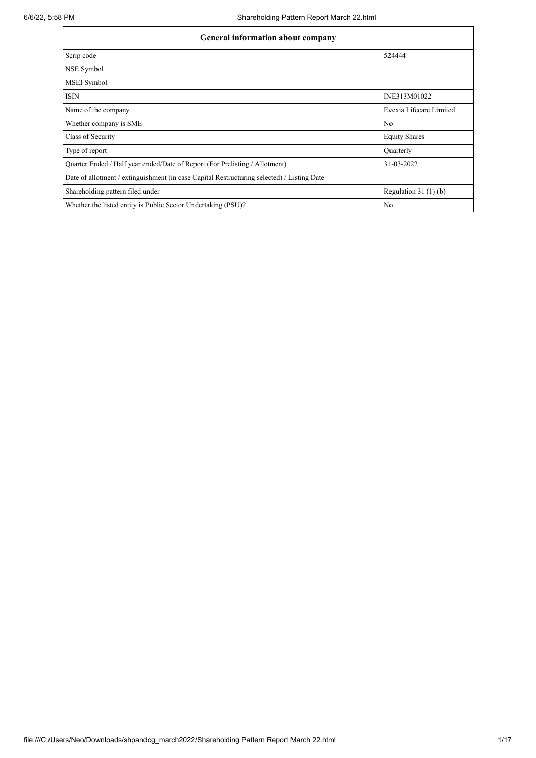| General information about company | |
|---|---|
| Scrip code | 524444 |
| NSE Symbol | |
| MSEI Symbol | |
| ISIN | INE313M01022 |
| Name of the company | Evexia Lifecare Limited |
| Whether company is SME | No |
| Class of Security | Equity Shares |
| Type of report | Quarterly |
| Quarter Ended / Half year ended/Date of Report (For Prelisting / Allotment) | 31-03-2022 |
| Date of allotment / extinguishment (in case Capital Restructuring selected) / Listing Date | |
| Shareholding pattern filed under | Regulation 31 (1) (b) |
| Whether the listed entity is Public Sector Undertaking (PSU)? | No |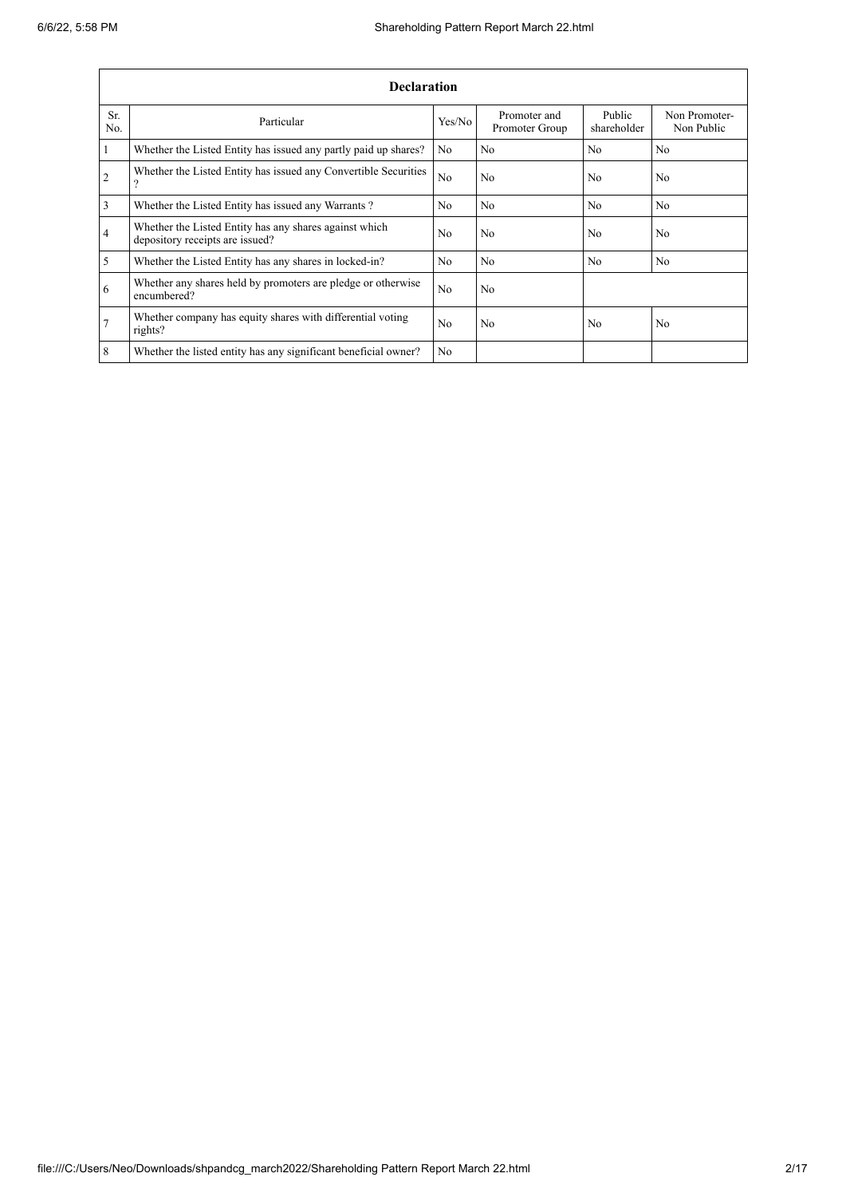| Declaration | | | | | |
|---|---|---|---|---|---|
| Sr. No. | Particular | Yes/No | Promoter and Promoter Group | Public shareholder | Non Promoter-Non Public |
| 1 | Whether the Listed Entity has issued any partly paid up shares? | No | No | No | No |
| 2 | Whether the Listed Entity has issued any Convertible Securities ? | No | No | No | No |
| 3 | Whether the Listed Entity has issued any Warrants ? | No | No | No | No |
| 4 | Whether the Listed Entity has any shares against which depository receipts are issued? | No | No | No | No |
| 5 | Whether the Listed Entity has any shares in locked-in? | No | No | No | No |
| 6 | Whether any shares held by promoters are pledge or otherwise encumbered? | No | No | | |
| 7 | Whether company has equity shares with differential voting rights? | No | No | No | No |
| 8 | Whether the listed entity has any significant beneficial owner? | No | | | |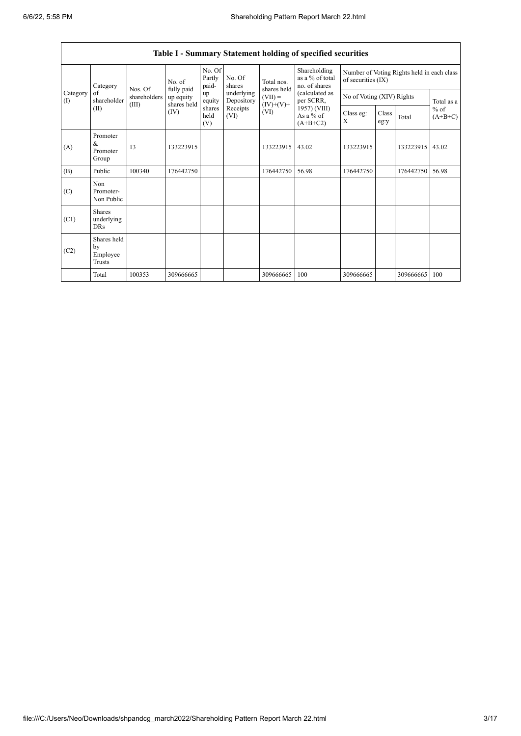| Table I - Summary Statement holding of specified securities | | | | | | | | | | | | |
|---|---|---|---|---|---|---|---|---|---|---|---|---|
| Category (I) | Category of shareholder (II) | Nos. Of shareholders (III) | No. of fully paid up equity shares held (IV) | No. Of Partly paid-up equity shares held (V) | No. Of shares underlying Depository Receipts (VI) | Total nos. shares held (VII) = (IV)+(V)+ (VI) | Shareholding as a % of total no. of shares (calculated as per SCRR, 1957) (VIII) As a % of (A+B+C2) | Number of Voting Rights held in each class of securities (IX) | | | |
| | | | | | | | | No of Voting (XIV) Rights | | | Total as a % of (A+B+C) |
| | | | | | | | | Class eg: X | Class eg:y | Total | |
| (A) | Promoter & Promoter Group | 13 | 133223915 | | | 133223915 | 43.02 | 133223915 | | 133223915 | 43.02 |
| (B) | Public | 100340 | 176442750 | | | 176442750 | 56.98 | 176442750 | | 176442750 | 56.98 |
| (C) | Non Promoter- Non Public | | | | | | | | | | |
| (C1) | Shares underlying DRs | | | | | | | | | | |
| (C2) | Shares held by Employee Trusts | | | | | | | | | | |
| | Total | 100353 | 309666665 | | | 309666665 | 100 | 309666665 | | 309666665 | 100 |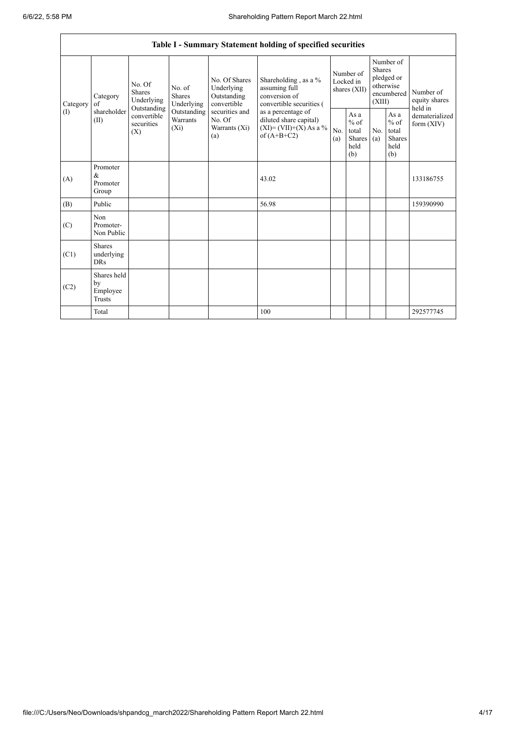| Table I - Summary Statement holding of specified securities | | | | | | | | | | |
|---|---|---|---|---|---|---|---|---|---|---|
| Category (I) | Category of shareholder (II) | No. Of Shares Underlying Outstanding convertible securities (X) | No. of Shares Underlying Outstanding Warrants (Xi) | No. Of Shares Underlying Outstanding convertible securities and No. Of Warrants (Xi) (a) | Shareholding , as a % assuming full conversion of convertible securities ( as a percentage of diluted share capital) (XI)= (VII)+(X) As a % of (A+B+C2) | Number of Locked in shares (XII) | | Number of Shares pledged or otherwise encumbered (XIII) | | Number of equity shares held in dematerialized form (XIV) |
| | | | | | | No. (a) | As a % of total Shares held (b) | No. (a) | As a % of total Shares held (b) | |
| (A) | Promoter & Promoter Group | | | | 43.02 | | | | | 133186755 |
| (B) | Public | | | | 56.98 | | | | | 159390990 |
| (C) | Non Promoter- Non Public | | | | | | | | | |
| (C1) | Shares underlying DRs | | | | | | | | | |
| (C2) | Shares held by Employee Trusts | | | | | | | | | |
| | Total | | | | 100 | | | | | 292577745 |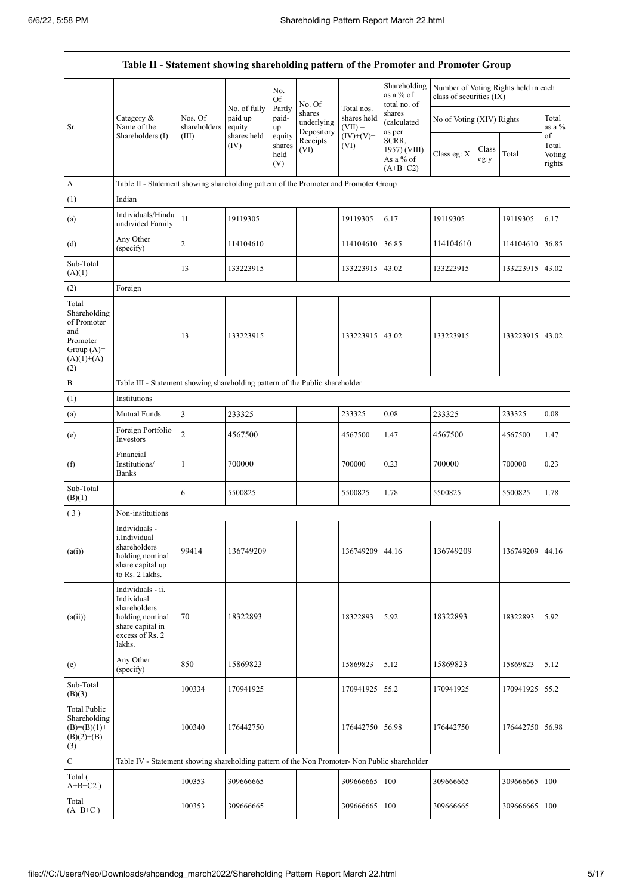| Table II - Statement showing shareholding pattern of the Promoter and Promoter Group | | | | | | | | | | | | |
|---|---|---|---|---|---|---|---|---|---|---|---|---|
| Sr. | Category & Name of the Shareholders (I) | Nos. Of shareholders (III) | No. of fully paid up equity shares held (IV) | No. Of Partly paid-up equity shares held (V) | No. Of shares underlying Depository Receipts (VI) | Total nos. shares held (VII) = (IV)+(V)+ (VI) | Shareholding as a % of total no. of shares (calculated as per SCRR, 1957) (VIII) As a % of (A+B+C2) | Number of Voting Rights held in each class of securities (IX) | | | | |
| | | | | | | | | No of Voting (XIV) Rights | | | Total as a % of Total Voting rights |
| | | | | | | | | Class eg: X | Class eg:y | Total | |
| A | Table II - Statement showing shareholding pattern of the Promoter and Promoter Group | | | | | | | | | | |
| (1) | Indian | | | | | | | | | | |
| (a) | Individuals/Hindu undivided Family | 11 | 19119305 | | | 19119305 | 6.17 | 19119305 | | 19119305 | 6.17 |
| (d) | Any Other (specify) | 2 | 114104610 | | | 114104610 | 36.85 | 114104610 | | 114104610 | 36.85 |
| Sub-Total (A)(1) | | 13 | 133223915 | | | 133223915 | 43.02 | 133223915 | | 133223915 | 43.02 |
| (2) | Foreign | | | | | | | | | | |
| Total Shareholding of Promoter and Promoter Group (A)= (A)(1)+(A)(2) | | 13 | 133223915 | | | 133223915 | 43.02 | 133223915 | | 133223915 | 43.02 |
| B | Table III - Statement showing shareholding pattern of the Public shareholder | | | | | | | | | | |
| (1) | Institutions | | | | | | | | | | |
| (a) | Mutual Funds | 3 | 233325 | | | 233325 | 0.08 | 233325 | | 233325 | 0.08 |
| (e) | Foreign Portfolio Investors | 2 | 4567500 | | | 4567500 | 1.47 | 4567500 | | 4567500 | 1.47 |
| (f) | Financial Institutions/ Banks | 1 | 700000 | | | 700000 | 0.23 | 700000 | | 700000 | 0.23 |
| Sub-Total (B)(1) | | 6 | 5500825 | | | 5500825 | 1.78 | 5500825 | | 5500825 | 1.78 |
| (3) | Non-institutions | | | | | | | | | | |
| (a(i)) | Individuals - i.Individual shareholders holding nominal share capital up to Rs. 2 lakhs. | 99414 | 136749209 | | | 136749209 | 44.16 | 136749209 | | 136749209 | 44.16 |
| (a(ii)) | Individuals - ii. Individual shareholders holding nominal share capital in excess of Rs. 2 lakhs. | 70 | 18322893 | | | 18322893 | 5.92 | 18322893 | | 18322893 | 5.92 |
| (e) | Any Other (specify) | 850 | 15869823 | | | 15869823 | 5.12 | 15869823 | | 15869823 | 5.12 |
| Sub-Total (B)(3) | | 100334 | 170941925 | | | 170941925 | 55.2 | 170941925 | | 170941925 | 55.2 |
| Total Public Shareholding (B)=(B)(1)+(B)(2)+(B)(3) | | 100340 | 176442750 | | | 176442750 | 56.98 | 176442750 | | 176442750 | 56.98 |
| C | Table IV - Statement showing shareholding pattern of the Non Promoter- Non Public shareholder | | | | | | | | | | |
| Total ( A+B+C2 ) | | 100353 | 309666665 | | | 309666665 | 100 | 309666665 | | 309666665 | 100 |
| Total (A+B+C ) | | 100353 | 309666665 | | | 309666665 | 100 | 309666665 | | 309666665 | 100 |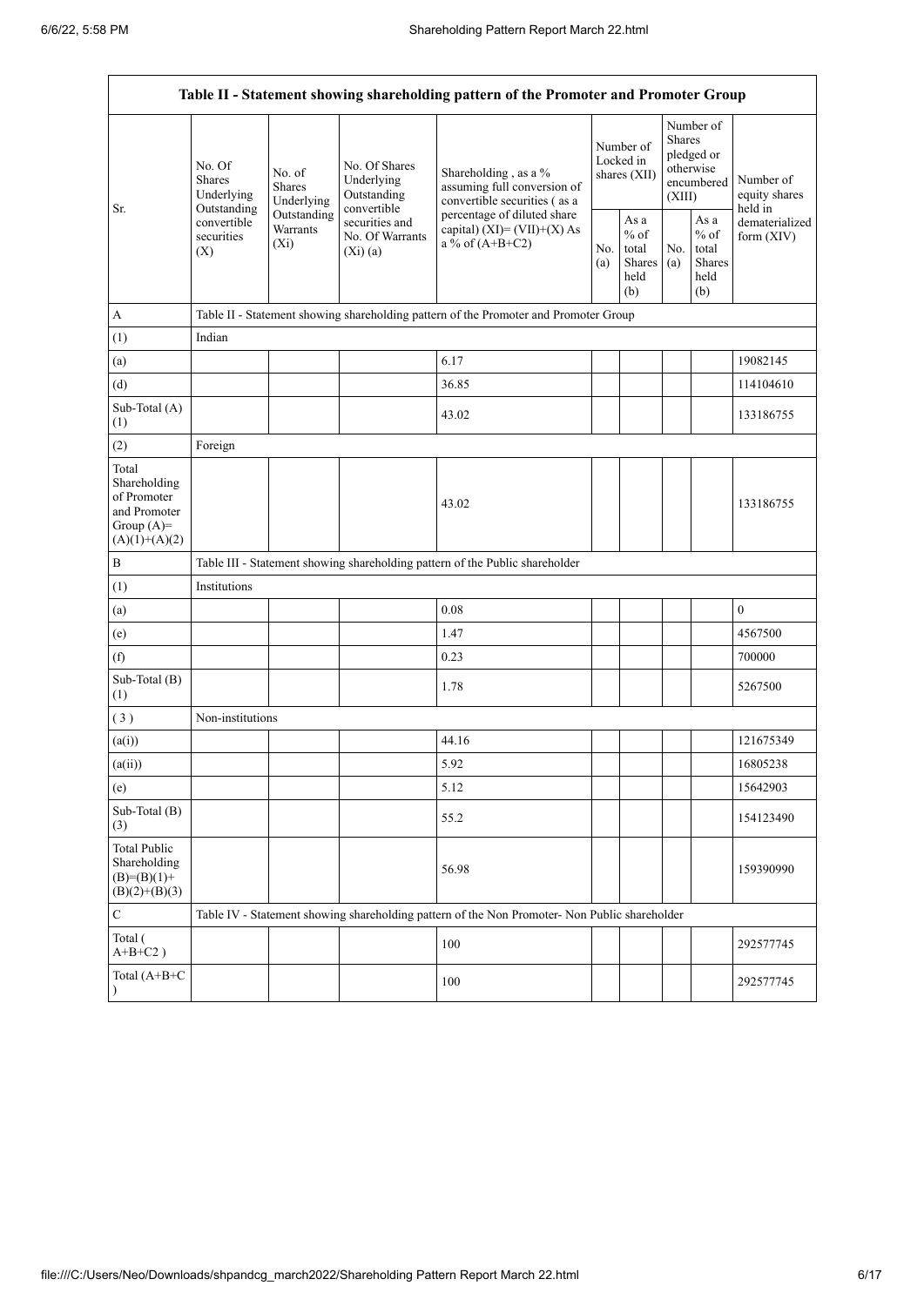| Table II - Statement showing shareholding pattern of the Promoter and Promoter Group | | | | | | | | | |
|---|---|---|---|---|---|---|---|---|---|
| Sr. | No. Of Shares Underlying Outstanding convertible securities (X) | No. of Shares Underlying Outstanding Warrants (Xi) | No. Of Shares Underlying Outstanding convertible securities and No. Of Warrants (Xi) (a) | Shareholding , as a % assuming full conversion of convertible securities ( as a percentage of diluted share capital) (XI)= (VII)+(X) As a % of (A+B+C2) | Number of Locked in shares (XII) | | Number of Shares pledged or otherwise encumbered (XIII) | | Number of equity shares held in dematerialized form (XIV) |
| | | | | | No. (a) | As a % of total Shares held (b) | No. (a) | As a % of total Shares held (b) | |
| A | Table II - Statement showing shareholding pattern of the Promoter and Promoter Group | | | | | | | | |
| (1) | Indian | | | | | | | | |
| (a) | | | | 6.17 | | | | | 19082145 |
| (d) | | | | 36.85 | | | | | 114104610 |
| Sub-Total (A) (1) | | | | 43.02 | | | | | 133186755 |
| (2) | Foreign | | | | | | | | |
| Total Shareholding of Promoter and Promoter Group (A)= (A)(1)+(A)(2) | | | | 43.02 | | | | | 133186755 |
| B | Table III - Statement showing shareholding pattern of the Public shareholder | | | | | | | | |
| (1) | Institutions | | | | | | | | |
| (a) | | | | 0.08 | | | | | 0 |
| (e) | | | | 1.47 | | | | | 4567500 |
| (f) | | | | 0.23 | | | | | 700000 |
| Sub-Total (B) (1) | | | | 1.78 | | | | | 5267500 |
| ( 3 ) | Non-institutions | | | | | | | | |
| (a(i)) | | | | 44.16 | | | | | 121675349 |
| (a(ii)) | | | | 5.92 | | | | | 16805238 |
| (e) | | | | 5.12 | | | | | 15642903 |
| Sub-Total (B) (3) | | | | 55.2 | | | | | 154123490 |
| Total Public Shareholding (B)=(B)(1)+(B)(2)+(B)(3) | | | | 56.98 | | | | | 159390990 |
| C | Table IV - Statement showing shareholding pattern of the Non Promoter- Non Public shareholder | | | | | | | | |
| Total ( A+B+C2 ) | | | | 100 | | | | | 292577745 |
| Total (A+B+C ) | | | | 100 | | | | | 292577745 |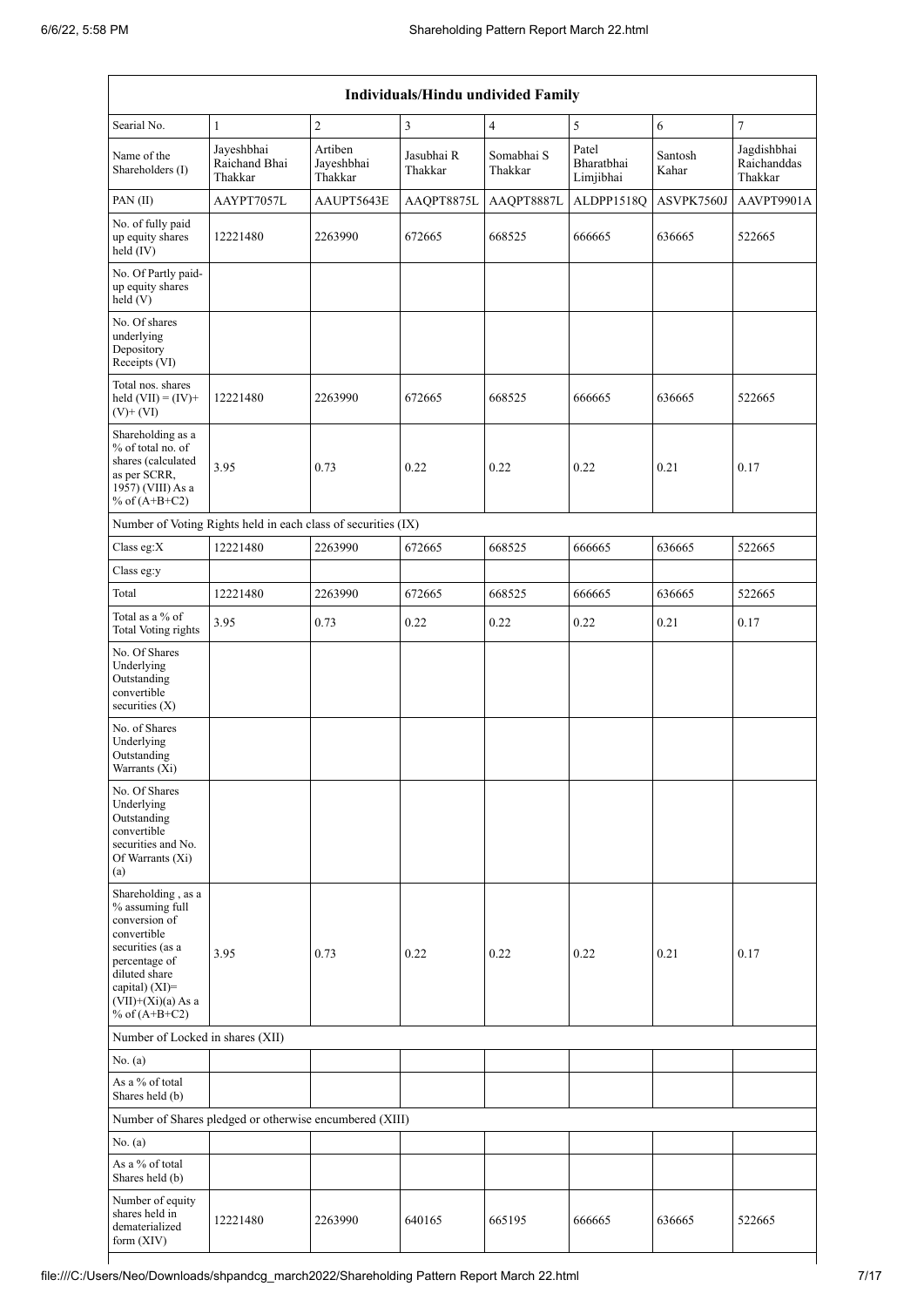| Individuals/Hindu undivided Family | | | | | | | |
|---|---|---|---|---|---|---|---|
| Searial No. | 1 | 2 | 3 | 4 | 5 | 6 | 7 |
| Name of the Shareholders (I) | Jayeshbhai Raichand Bhai Thakkar | Artiben Jayeshbhai Thakkar | Jasubhai R Thakkar | Somabhai S Thakkar | Patel Bharatbhai Limjibhai | Santosh Kahar | Jagdishbhai Raichanddas Thakkar |
| PAN (II) | AAYPT7057L | AAUPT5643E | AAQPT8875L | AAQPT8887L | ALDPP1518Q | ASVPK7560J | AAVPT9901A |
| No. of fully paid up equity shares held (IV) | 12221480 | 2263990 | 672665 | 668525 | 666665 | 636665 | 522665 |
| No. Of Partly paid-up equity shares held (V) | | | | | | | |
| No. Of shares underlying Depository Receipts (VI) | | | | | | | |
| Total nos. shares held (VII) = (IV)+ (V)+ (VI) | 12221480 | 2263990 | 672665 | 668525 | 666665 | 636665 | 522665 |
| Shareholding as a % of total no. of shares (calculated as per SCRR, 1957) (VIII) As a % of (A+B+C2) | 3.95 | 0.73 | 0.22 | 0.22 | 0.22 | 0.21 | 0.17 |
| Number of Voting Rights held in each class of securities (IX) | | | | | | | |
| Class eg:X | 12221480 | 2263990 | 672665 | 668525 | 666665 | 636665 | 522665 |
| Class eg:y | | | | | | | |
| Total | 12221480 | 2263990 | 672665 | 668525 | 666665 | 636665 | 522665 |
| Total as a % of Total Voting rights | 3.95 | 0.73 | 0.22 | 0.22 | 0.22 | 0.21 | 0.17 |
| No. Of Shares Underlying Outstanding convertible securities (X) | | | | | | | |
| No. of Shares Underlying Outstanding Warrants (Xi) | | | | | | | |
| No. Of Shares Underlying Outstanding convertible securities and No. Of Warrants (Xi) (a) | | | | | | | |
| Shareholding , as a % assuming full conversion of convertible securities (as a percentage of diluted share capital) (XI)= (VII)+(Xi)(a) As a % of (A+B+C2) | 3.95 | 0.73 | 0.22 | 0.22 | 0.22 | 0.21 | 0.17 |
| Number of Locked in shares (XII) | | | | | | | |
| No. (a) | | | | | | | |
| As a % of total Shares held (b) | | | | | | | |
| Number of Shares pledged or otherwise encumbered (XIII) | | | | | | | |
| No. (a) | | | | | | | |
| As a % of total Shares held (b) | | | | | | | |
| Number of equity shares held in dematerialized form (XIV) | 12221480 | 2263990 | 640165 | 665195 | 666665 | 636665 | 522665 |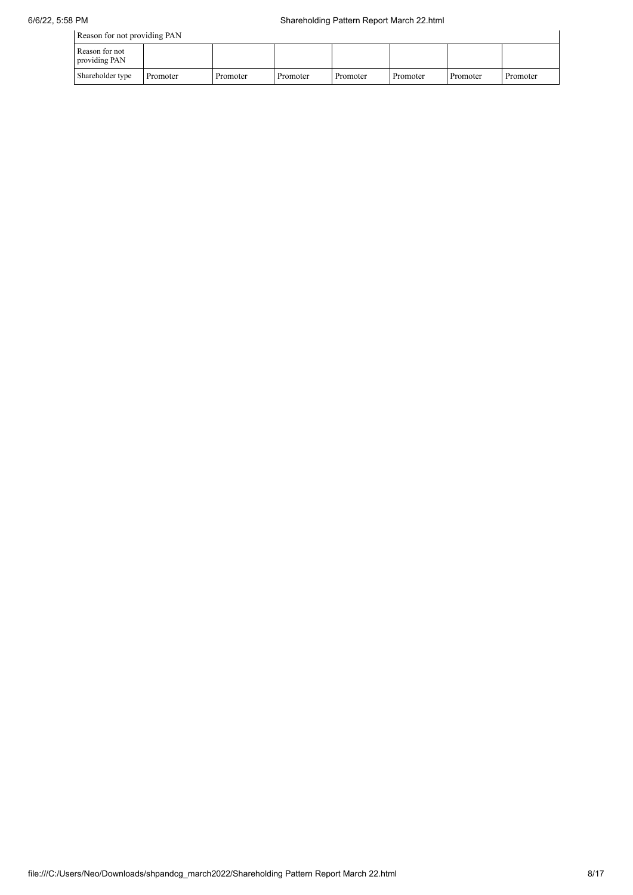| Reason for not providing PAN | | | | | | | |
|---|---|---|---|---|---|---|---|
| Reason for not providing PAN | | | | | | | |
| Shareholder type | Promoter | Promoter | Promoter | Promoter | Promoter | Promoter | Promoter |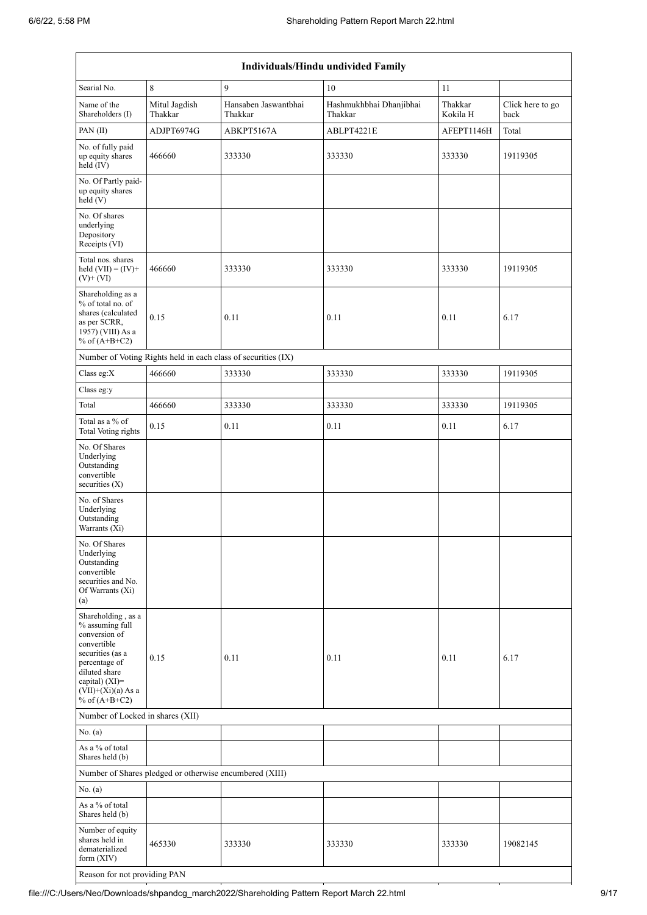| Individuals/Hindu undivided Family | | | | | |
|---|---|---|---|---|---|
| Searial No. | 8 | 9 | 10 | 11 | |
| Name of the Shareholders (I) | Mitul Jagdish Thakkar | Hansaben Jaswantbhai Thakkar | Hashmukhbhai Dhanjibhai Thakkar | Thakkar Kokila H | Click here to go back |
| PAN (II) | ADJPT6974G | ABKPT5167A | ABLPT4221E | AFEPT1146H | Total |
| No. of fully paid up equity shares held (IV) | 466660 | 333330 | 333330 | 333330 | 19119305 |
| No. Of Partly paid-up equity shares held (V) | | | | | |
| No. Of shares underlying Depository Receipts (VI) | | | | | |
| Total nos. shares held (VII) = (IV)+ (V)+ (VI) | 466660 | 333330 | 333330 | 333330 | 19119305 |
| Shareholding as a % of total no. of shares (calculated as per SCRR, 1957) (VIII) As a % of (A+B+C2) | 0.15 | 0.11 | 0.11 | 0.11 | 6.17 |
| Number of Voting Rights held in each class of securities (IX) | | | | | |
| Class eg:X | 466660 | 333330 | 333330 | 333330 | 19119305 |
| Class eg:y | | | | | |
| Total | 466660 | 333330 | 333330 | 333330 | 19119305 |
| Total as a % of Total Voting rights | 0.15 | 0.11 | 0.11 | 0.11 | 6.17 |
| No. Of Shares Underlying Outstanding convertible securities (X) | | | | | |
| No. of Shares Underlying Outstanding Warrants (Xi) | | | | | |
| No. Of Shares Underlying Outstanding convertible securities and No. Of Warrants (Xi) (a) | | | | | |
| Shareholding , as a % assuming full conversion of convertible securities (as a percentage of diluted share capital) (XI)= (VII)+(Xi)(a) As a % of (A+B+C2) | 0.15 | 0.11 | 0.11 | 0.11 | 6.17 |
| Number of Locked in shares (XII) | | | | | |
| No. (a) | | | | | |
| As a % of total Shares held (b) | | | | | |
| Number of Shares pledged or otherwise encumbered (XIII) | | | | | |
| No. (a) | | | | | |
| As a % of total Shares held (b) | | | | | |
| Number of equity shares held in dematerialized form (XIV) | 465330 | 333330 | 333330 | 333330 | 19082145 |
| Reason for not providing PAN | | | | | |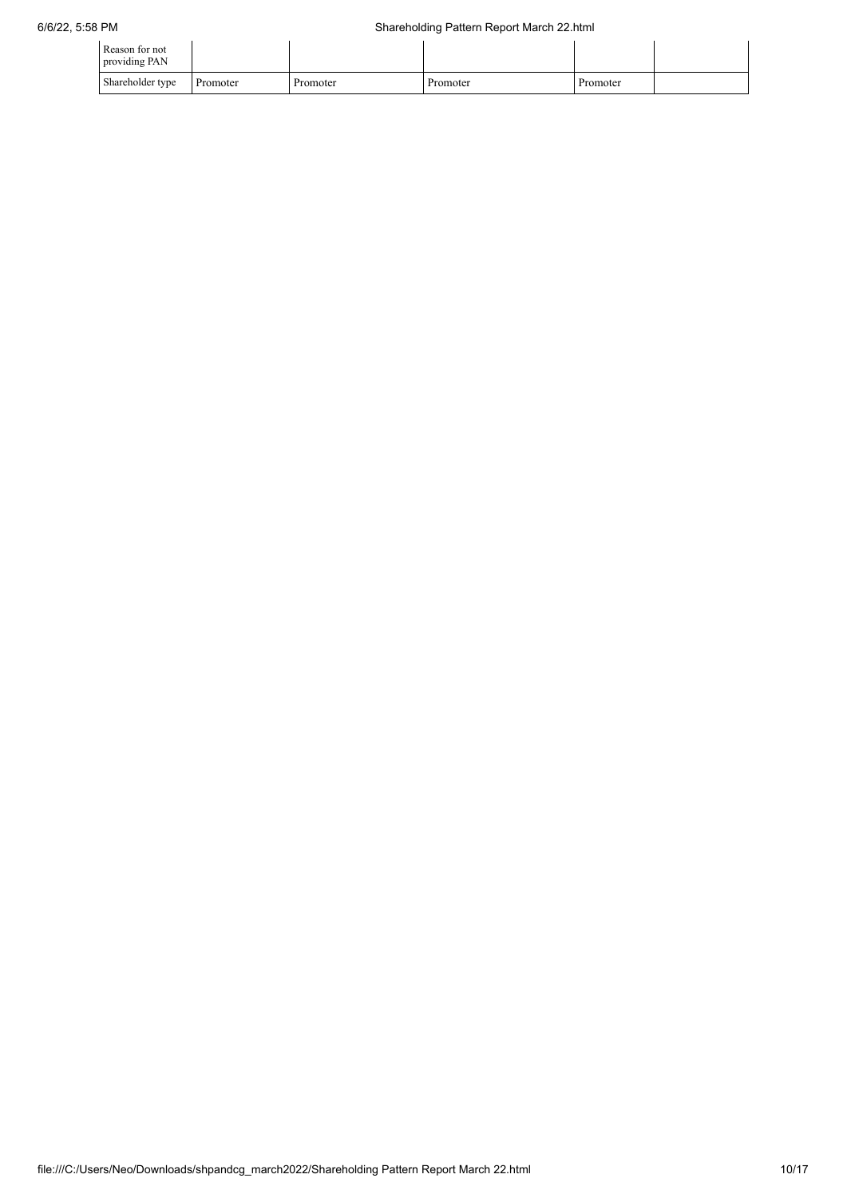| Reason for not providing PAN | | | | | |
|---|---|---|---|---|---|
| Shareholder type | Promoter | Promoter | Promoter | Promoter | |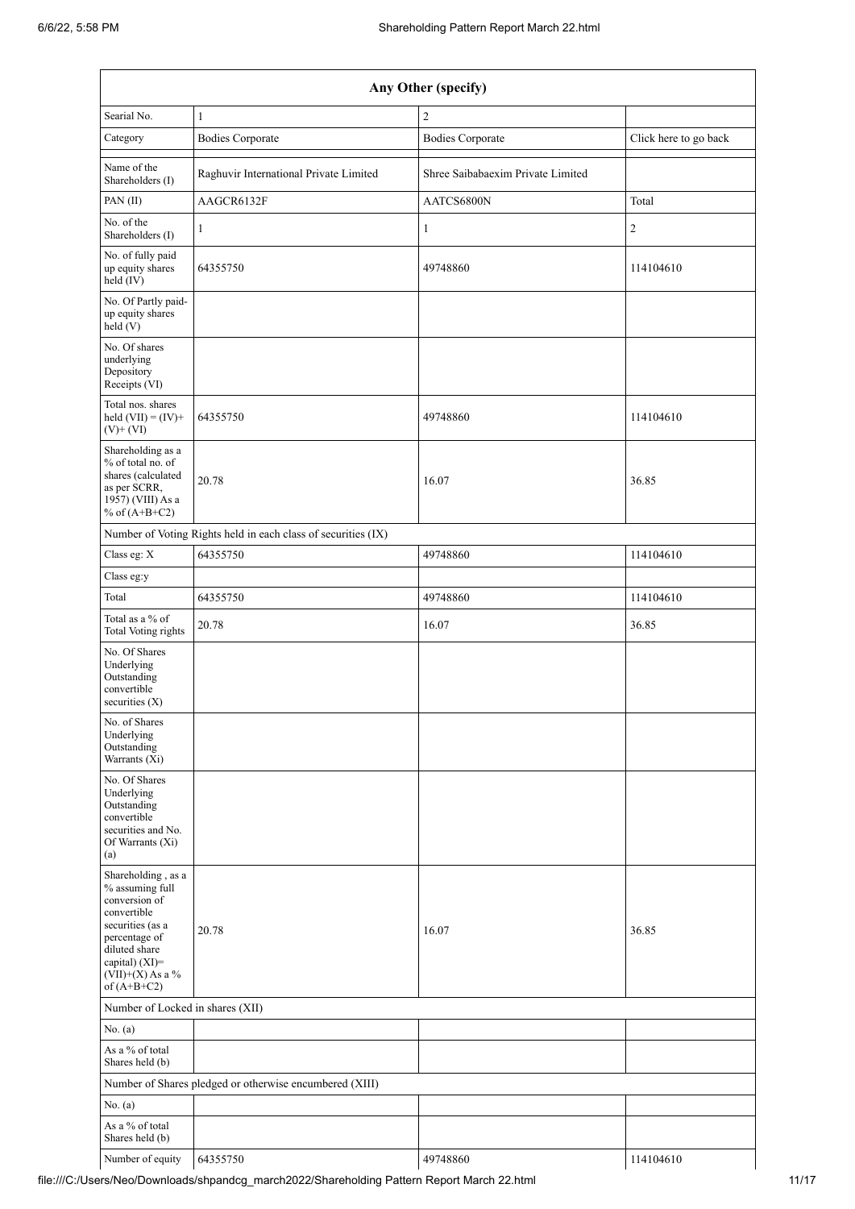| Any Other (specify) | | | |
|---|---|---|---|
| Searial No. | 1 | 2 | |
| Category | Bodies Corporate | Bodies Corporate | Click here to go back |
| Name of the Shareholders (I) | Raghuvir International Private Limited | Shree Saibabaexim Private Limited | |
| PAN (II) | AAGCR6132F | AATCS6800N | Total |
| No. of the Shareholders (I) | 1 | 1 | 2 |
| No. of fully paid up equity shares held (IV) | 64355750 | 49748860 | 114104610 |
| No. Of Partly paid-up equity shares held (V) | | | |
| No. Of shares underlying Depository Receipts (VI) | | | |
| Total nos. shares held (VII) = (IV)+ (V)+ (VI) | 64355750 | 49748860 | 114104610 |
| Shareholding as a % of total no. of shares (calculated as per SCRR, 1957) (VIII) As a % of (A+B+C2) | 20.78 | 16.07 | 36.85 |
| Number of Voting Rights held in each class of securities (IX) | | | |
| Class eg: X | 64355750 | 49748860 | 114104610 |
| Class eg:y | | | |
| Total | 64355750 | 49748860 | 114104610 |
| Total as a % of Total Voting rights | 20.78 | 16.07 | 36.85 |
| No. Of Shares Underlying Outstanding convertible securities (X) | | | |
| No. of Shares Underlying Outstanding Warrants (Xi) | | | |
| No. Of Shares Underlying Outstanding convertible securities and No. Of Warrants (Xi) (a) | | | |
| Shareholding , as a % assuming full conversion of convertible securities (as a percentage of diluted share capital) (XI)= (VII)+(X) As a % of (A+B+C2) | 20.78 | 16.07 | 36.85 |
| Number of Locked in shares (XII) | | | |
| No. (a) | | | |
| As a % of total Shares held (b) | | | |
| Number of Shares pledged or otherwise encumbered (XIII) | | | |
| No. (a) | | | |
| As a % of total Shares held (b) | | | |
| Number of equity | 64355750 | 49748860 | 114104610 |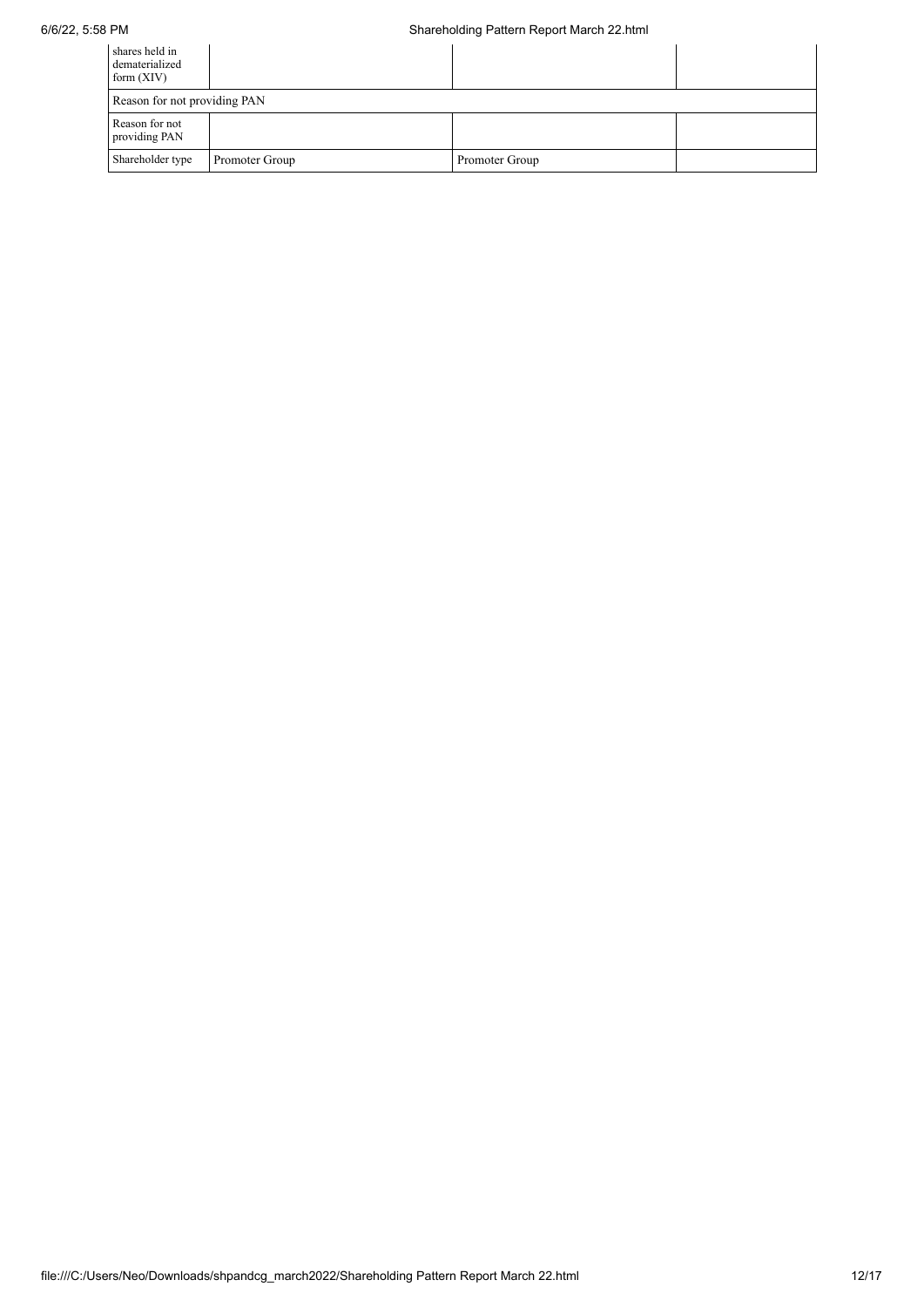| shares held in dematerialized form (XIV) | | | |
|---|---|---|---|
| Reason for not providing PAN | | | |
| Reason for not providing PAN | | | |
| Shareholder type | Promoter Group | Promoter Group | |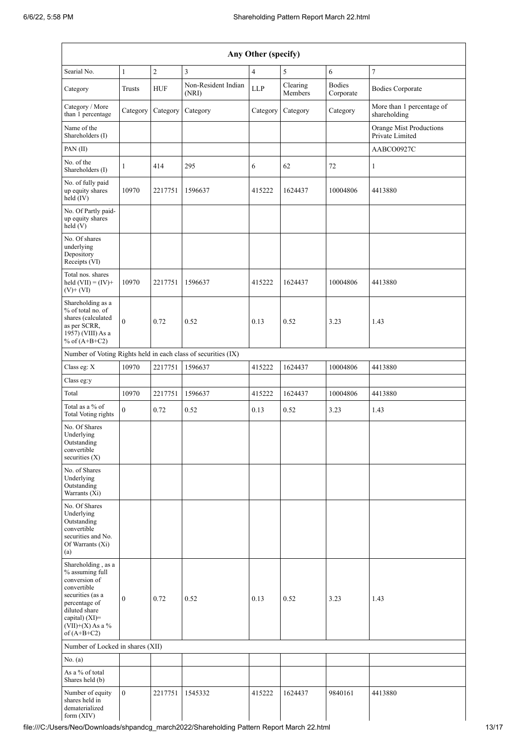| Any Other (specify) | | | | | | | |
|---|---|---|---|---|---|---|---|
| Searial No. | 1 | 2 | 3 | 4 | 5 | 6 | 7 |
| Category | Trusts | HUF | Non-Resident Indian (NRI) | LLP | Clearing Members | Bodies Corporate | Bodies Corporate |
| Category / More than 1 percentage | Category | Category | Category | Category | Category | Category | More than 1 percentage of shareholding |
| Name of the Shareholders (I) | | | | | | | Orange Mist Productions Private Limited |
| PAN (II) | | | | | | | AABCO0927C |
| No. of the Shareholders (I) | 1 | 414 | 295 | 6 | 62 | 72 | 1 |
| No. of fully paid up equity shares held (IV) | 10970 | 2217751 | 1596637 | 415222 | 1624437 | 10004806 | 4413880 |
| No. Of Partly paid-up equity shares held (V) | | | | | | | |
| No. Of shares underlying Depository Receipts (VI) | | | | | | | |
| Total nos. shares held (VII) = (IV)+ (V)+ (VI) | 10970 | 2217751 | 1596637 | 415222 | 1624437 | 10004806 | 4413880 |
| Shareholding as a % of total no. of shares (calculated as per SCRR, 1957) (VIII) As a % of (A+B+C2) | 0 | 0.72 | 0.52 | 0.13 | 0.52 | 3.23 | 1.43 |
| Number of Voting Rights held in each class of securities (IX) | | | | | | | |
| Class eg: X | 10970 | 2217751 | 1596637 | 415222 | 1624437 | 10004806 | 4413880 |
| Class eg:y | | | | | | | |
| Total | 10970 | 2217751 | 1596637 | 415222 | 1624437 | 10004806 | 4413880 |
| Total as a % of Total Voting rights | 0 | 0.72 | 0.52 | 0.13 | 0.52 | 3.23 | 1.43 |
| No. Of Shares Underlying Outstanding convertible securities (X) | | | | | | | |
| No. of Shares Underlying Outstanding Warrants (Xi) | | | | | | | |
| No. Of Shares Underlying Outstanding convertible securities and No. Of Warrants (Xi) (a) | | | | | | | |
| Shareholding , as a % assuming full conversion of convertible securities (as a percentage of diluted share capital) (XI)= (VII)+(X) As a % of (A+B+C2) | 0 | 0.72 | 0.52 | 0.13 | 0.52 | 3.23 | 1.43 |
| Number of Locked in shares (XII) | | | | | | | |
| No. (a) | | | | | | | |
| As a % of total Shares held (b) | | | | | | | |
| Number of equity shares held in dematerialized form (XIV) | 0 | 2217751 | 1545332 | 415222 | 1624437 | 9840161 | 4413880 |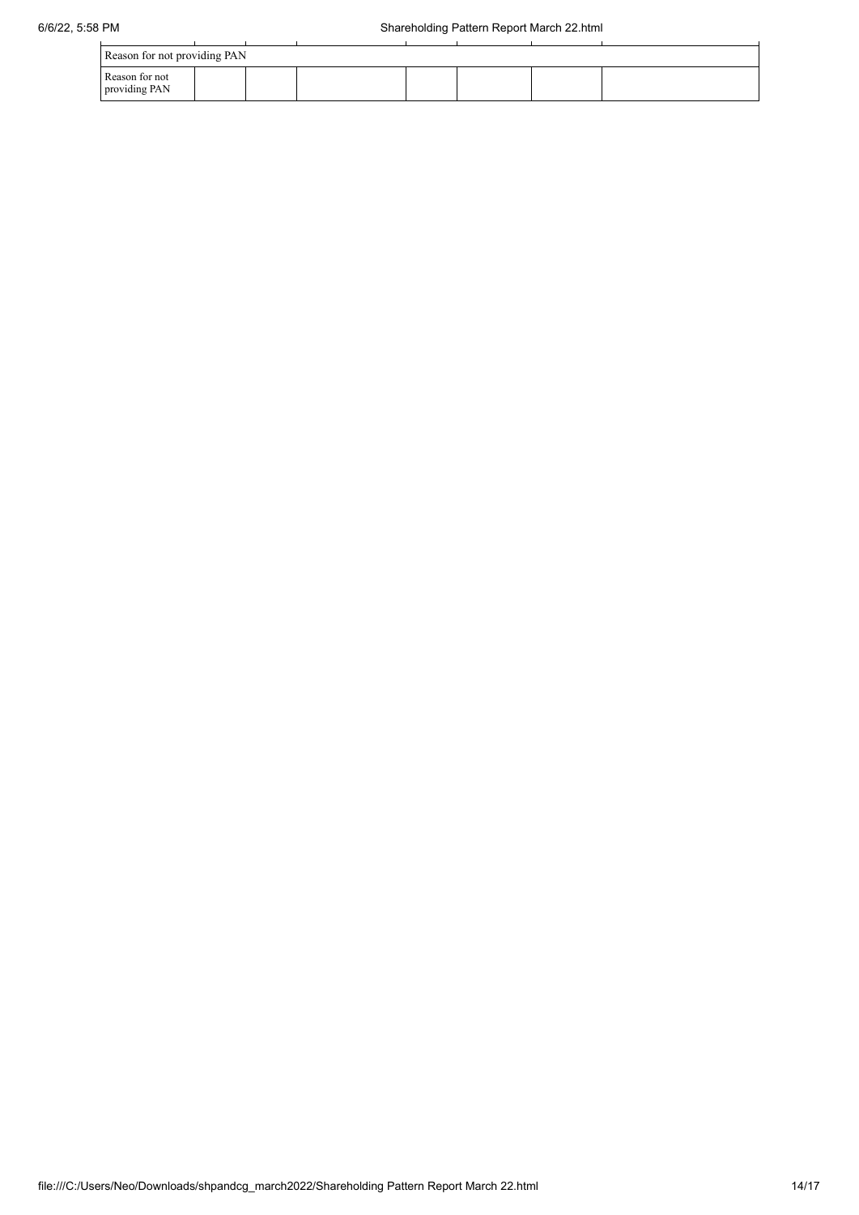| Reason for not providing PAN | | | | | | | |
|---|---|---|---|---|---|---|---|
| Reason for not providing PAN | | | | | | | |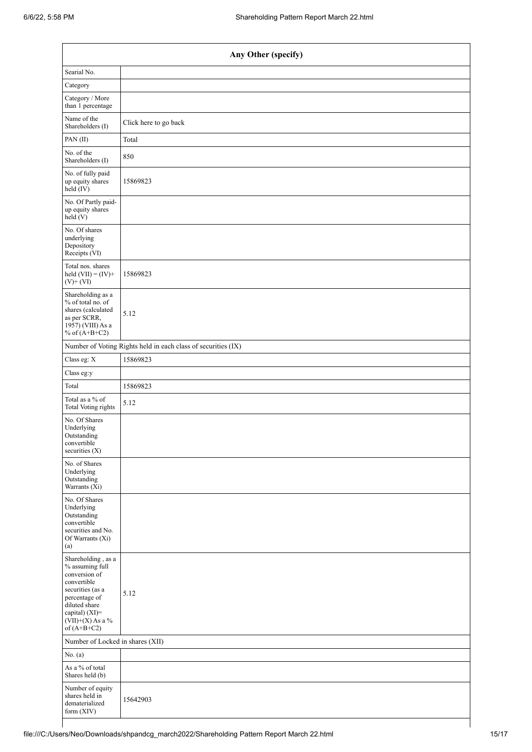| Any Other (specify) | |
|---|---|
| Searial No. | |
| Category | |
| Category / More than 1 percentage | |
| Name of the Shareholders (I) | Click here to go back |
| PAN (II) | Total |
| No. of the Shareholders (I) | 850 |
| No. of fully paid up equity shares held (IV) | 15869823 |
| No. Of Partly paid-up equity shares held (V) | |
| No. Of shares underlying Depository Receipts (VI) | |
| Total nos. shares held (VII) = (IV)+ (V)+ (VI) | 15869823 |
| Shareholding as a % of total no. of shares (calculated as per SCRR, 1957) (VIII) As a % of (A+B+C2) | 5.12 |
| Number of Voting Rights held in each class of securities (IX) | |
| Class eg: X | 15869823 |
| Class eg:y | |
| Total | 15869823 |
| Total as a % of Total Voting rights | 5.12 |
| No. Of Shares Underlying Outstanding convertible securities (X) | |
| No. of Shares Underlying Outstanding Warrants (Xi) | |
| No. Of Shares Underlying Outstanding convertible securities and No. Of Warrants (Xi) (a) | |
| Shareholding , as a % assuming full conversion of convertible securities (as a percentage of diluted share capital) (XI)= (VII)+(X) As a % of (A+B+C2) | 5.12 |
| Number of Locked in shares (XII) | |
| No. (a) | |
| As a % of total Shares held (b) | |
| Number of equity shares held in dematerialized form (XIV) | 15642903 |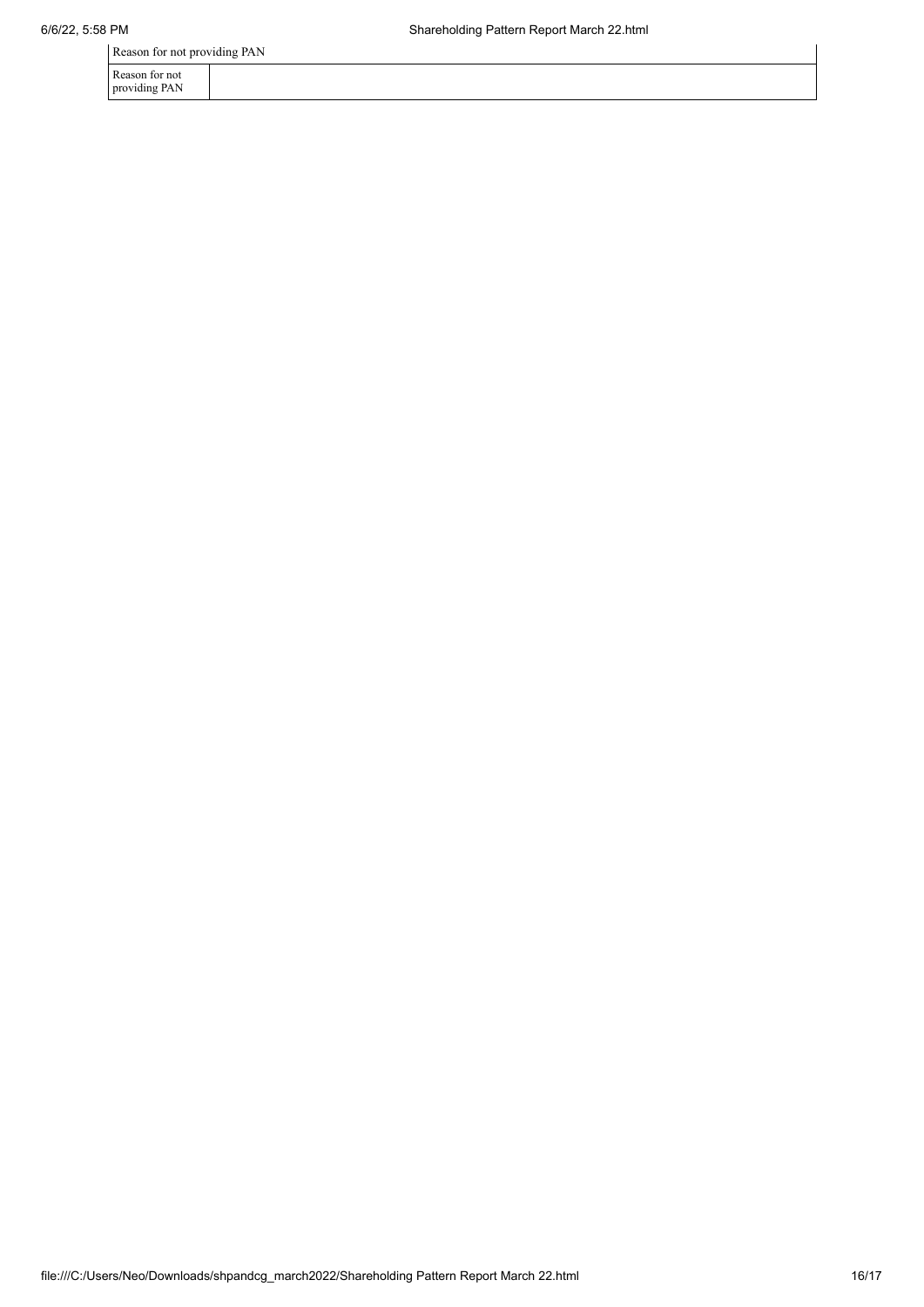| Reason for not providing PAN | |
|---|---|
| Reason for not providing PAN | |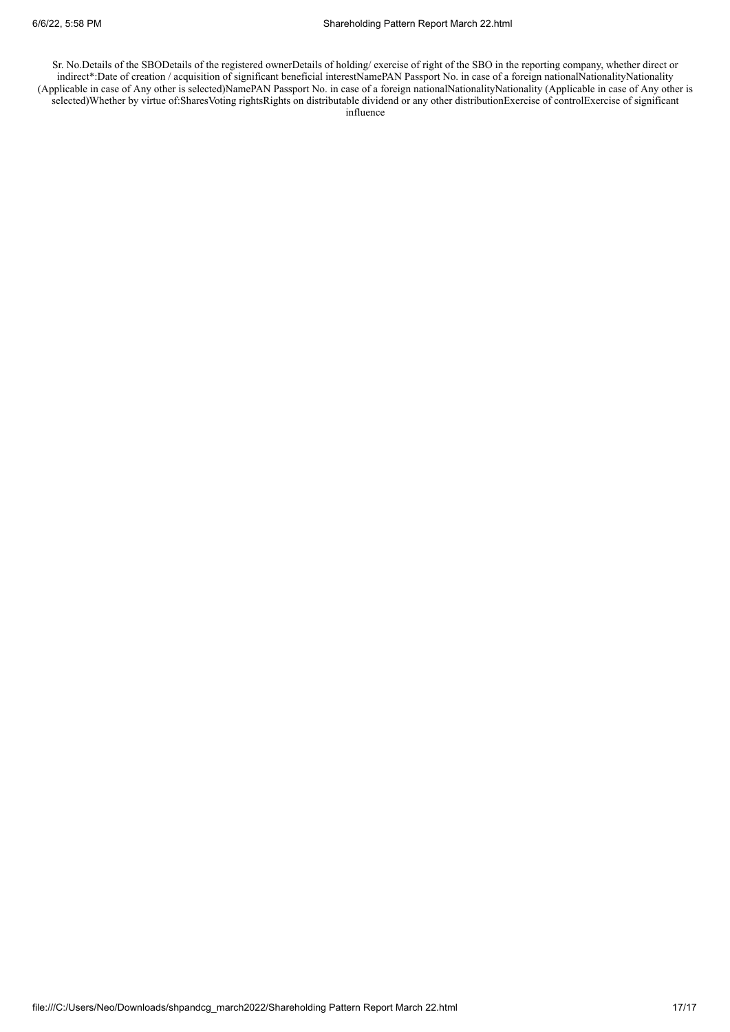Sr. No.Details of the SBODetails of the registered ownerDetails of holding/ exercise of right of the SBO in the reporting company, whether direct or indirect*:Date of creation / acquisition of significant beneficial interestNamePAN Passport No. in case of a foreign nationalNationalityNationality (Applicable in case of Any other is selected)NamePAN Passport No. in case of a foreign nationalNationalityNationality (Applicable in case of Any other is selected)Whether by virtue of:SharesVoting rightsRights on distributable dividend or any other distributionExercise of controlExercise of significant influence